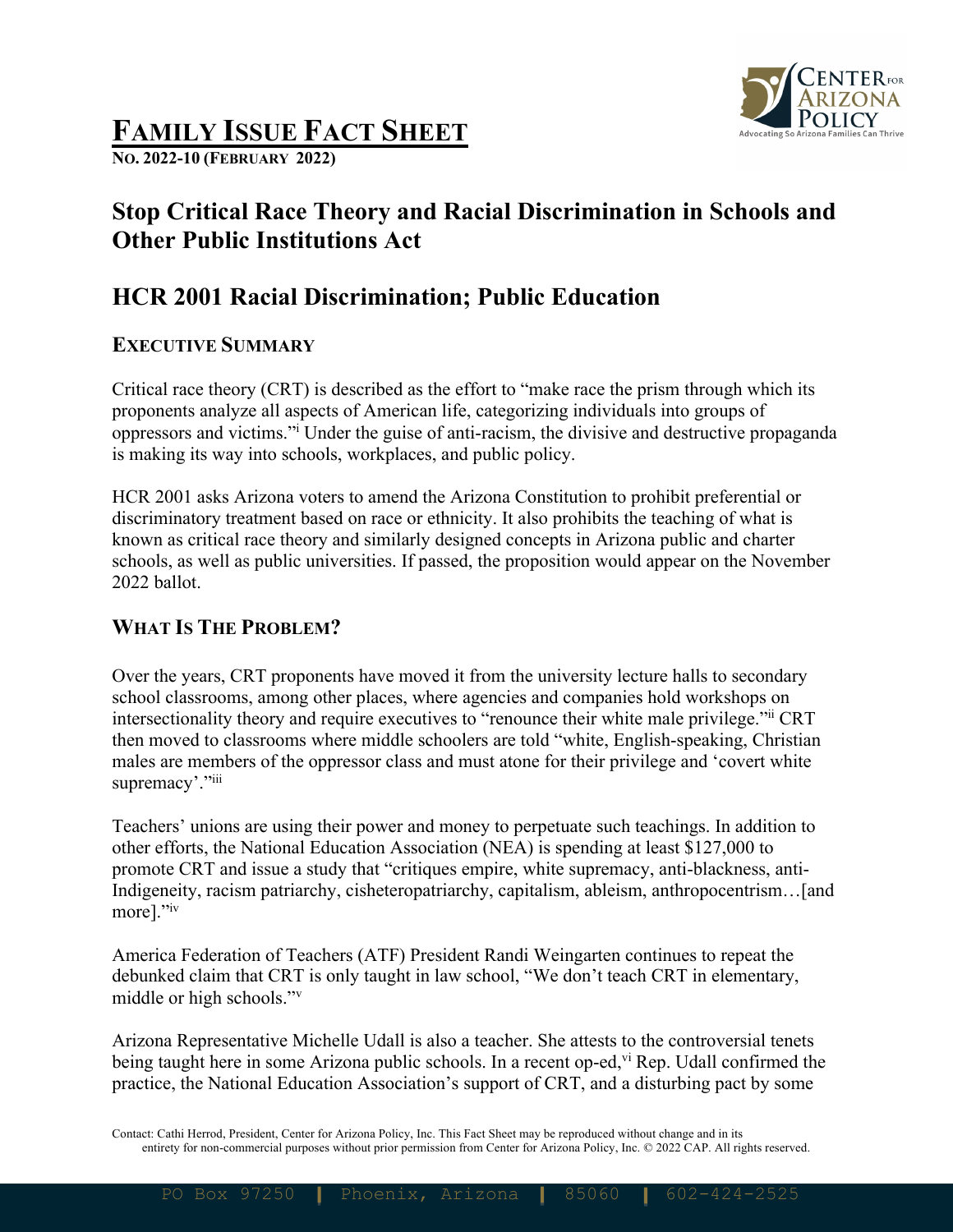# FAMILY ISSUE FACT SHEET

**NO. 2022-10 (FEBRUARY 2022)**

## Stop Critical Race Theory and Racial Discrimination in Schools and Other Public Institutions Act

## HCR 2001 Racial Discrimination; Public Education

### EXECUTIVE SUMMARY

Critical race theory (CRT) is described as the effort to "make race the prism through which its proponents analyze all aspects of American life, categorizing individuals into groups of oppressors and victims."[i] Under the guise of anti-racism, the divisive and destructive propaganda is making its way into schools, workplaces, and public policy.

HCR 2001 asks Arizona voters to amend the Arizona Constitution to prohibit preferential or discriminatory treatment based on race or ethnicity. It also prohibits the teaching of what is known as critical race theory and similarly designed concepts in Arizona public and charter schools, as well as public universities. If passed, the proposition would appear on the November 2022 ballot.

### WHAT IS THE PROBLEM?

Over the years, CRT proponents have moved it from the university lecture halls to secondary school classrooms, among other places, where agencies and companies hold workshops on intersectionality theory and require executives to "renounce their white male privilege."[ii] CRT then moved to classrooms where middle schoolers are told "white, English-speaking, Christian males are members of the oppressor class and must atone for their privilege and 'covert white supremacy'."[iii]

Teachers' unions are using their power and money to perpetuate such teachings. In addition to other efforts, the National Education Association (NEA) is spending at least $127,000 to promote CRT and issue a study that "critiques empire, white supremacy, anti-blackness, anti-Indigeneity, racism patriarchy, cisheteropatriarchy, capitalism, ableism, anthropocentrism…[and more]."[iv]

America Federation of Teachers (ATF) President Randi Weingarten continues to repeat the debunked claim that CRT is only taught in law school, "We don't teach CRT in elementary, middle or high schools."[v]

Arizona Representative Michelle Udall is also a teacher. She attests to the controversial tenets being taught here in some Arizona public schools. In a recent op-ed,[vi] Rep. Udall confirmed the practice, the National Education Association's support of CRT, and a disturbing pact by some

Contact: Cathi Herrod, President, Center for Arizona Policy, Inc. This Fact Sheet may be reproduced without change and in its entirety for non-commercial purposes without prior permission from Center for Arizona Policy, Inc. © 2022 CAP. All rights reserved.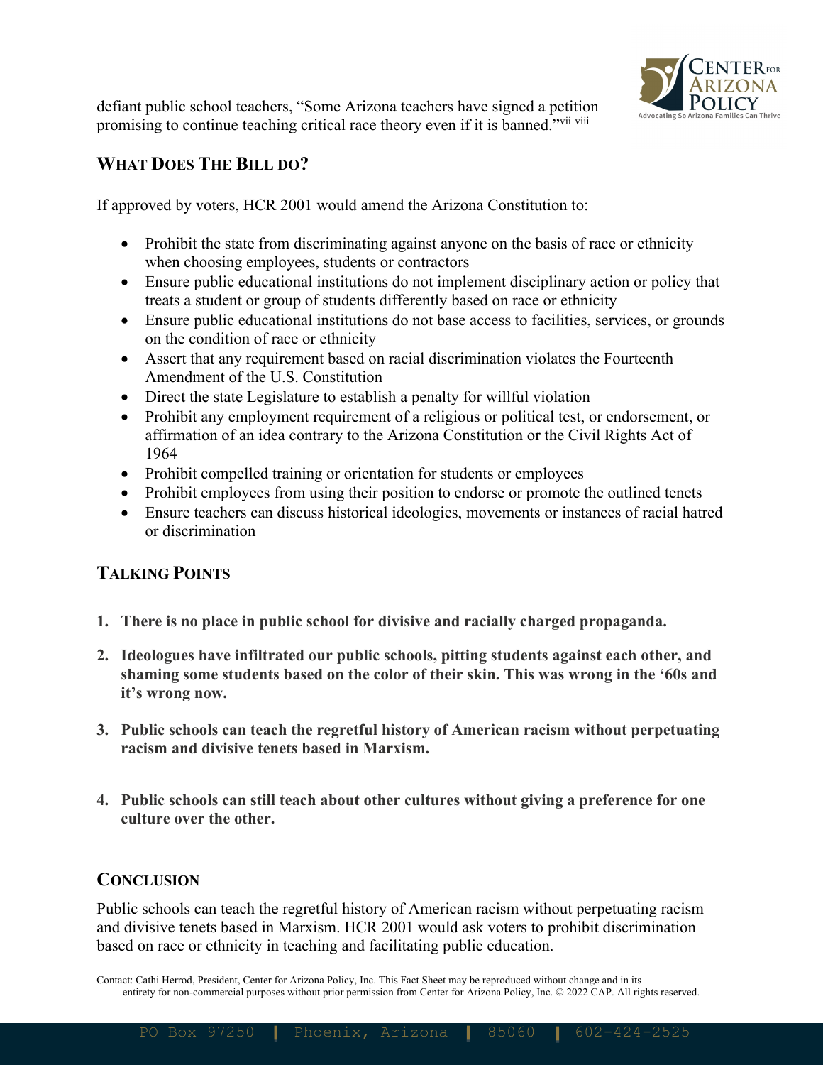defiant public school teachers, "Some Arizona teachers have signed a petition promising to continue teaching critical race theory even if it is banned."[vii] [viii]

## What Does The Bill do?

If approved by voters, HCR 2001 would amend the Arizona Constitution to:

- Prohibit the state from discriminating against anyone on the basis of race or ethnicity when choosing employees, students or contractors
- Ensure public educational institutions do not implement disciplinary action or policy that treats a student or group of students differently based on race or ethnicity
- Ensure public educational institutions do not base access to facilities, services, or grounds on the condition of race or ethnicity
- Assert that any requirement based on racial discrimination violates the Fourteenth Amendment of the U.S. Constitution
- Direct the state Legislature to establish a penalty for willful violation
- Prohibit any employment requirement of a religious or political test, or endorsement, or affirmation of an idea contrary to the Arizona Constitution or the Civil Rights Act of 1964
- Prohibit compelled training or orientation for students or employees
- Prohibit employees from using their position to endorse or promote the outlined tenets
- Ensure teachers can discuss historical ideologies, movements or instances of racial hatred or discrimination

## Talking Points

1. **There is no place in public school for divisive and racially charged propaganda.**
2. **Ideologues have infiltrated our public schools, pitting students against each other, and shaming some students based on the color of their skin. This was wrong in the '60s and it's wrong now.**
3. **Public schools can teach the regretful history of American racism without perpetuating racism and divisive tenets based in Marxism.**
4. **Public schools can still teach about other cultures without giving a preference for one culture over the other.**

## Conclusion

Public schools can teach the regretful history of American racism without perpetuating racism and divisive tenets based in Marxism. HCR 2001 would ask voters to prohibit discrimination based on race or ethnicity in teaching and facilitating public education.

Contact: Cathi Herrod, President, Center for Arizona Policy, Inc. This Fact Sheet may be reproduced without change and in its entirety for non-commercial purposes without prior permission from Center for Arizona Policy, Inc. © 2022 CAP. All rights reserved.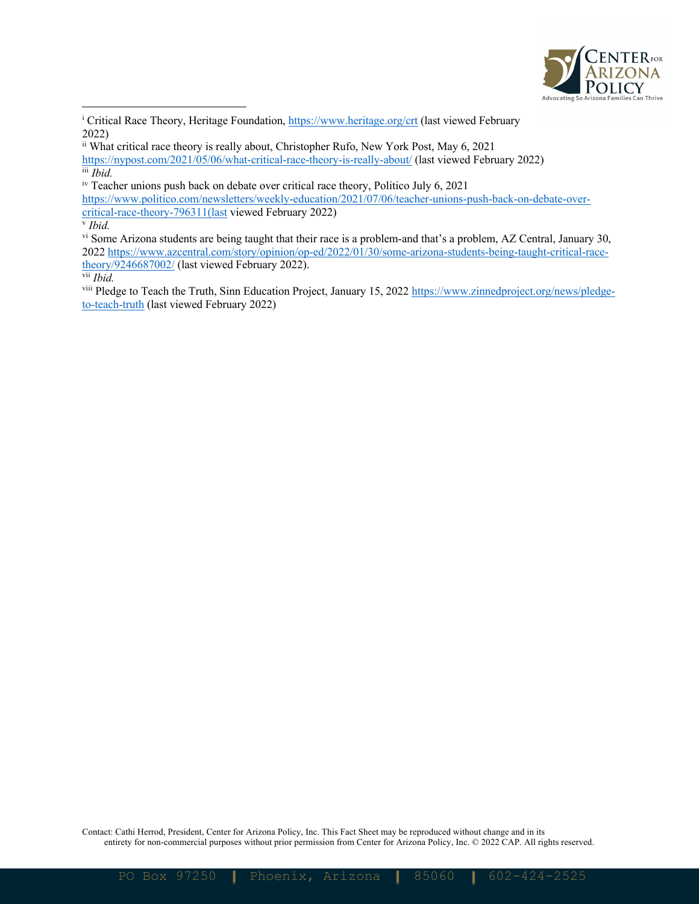[i] Critical Race Theory, Heritage Foundation, https://www.heritage.org/crt (last viewed February 2022)

[ii] What critical race theory is really about, Christopher Rufo, New York Post, May 6, 2021 https://nypost.com/2021/05/06/what-critical-race-theory-is-really-about/ (last viewed February 2022)

[iii] *Ibid.*

[iv] Teacher unions push back on debate over critical race theory, Politico July 6, 2021 https://www.politico.com/newsletters/weekly-education/2021/07/06/teacher-unions-push-back-on-debate-over-critical-race-theory-796311(last viewed February 2022)

[v] *Ibid.*

[vi] Some Arizona students are being taught that their race is a problem-and that's a problem, AZ Central, January 30, 2022 https://www.azcentral.com/story/opinion/op-ed/2022/01/30/some-arizona-students-being-taught-critical-race-theory/9246687002/ (last viewed February 2022).

[vii] *Ibid.*

[viii] Pledge to Teach the Truth, Sinn Education Project, January 15, 2022 https://www.zinnedproject.org/news/pledge-to-teach-truth (last viewed February 2022)

Contact: Cathi Herrod, President, Center for Arizona Policy, Inc. This Fact Sheet may be reproduced without change and in its entirety for non-commercial purposes without prior permission from Center for Arizona Policy, Inc. © 2022 CAP. All rights reserved.

PO Box 97250 | Phoenix, Arizona | 85060 | 602-424-2525